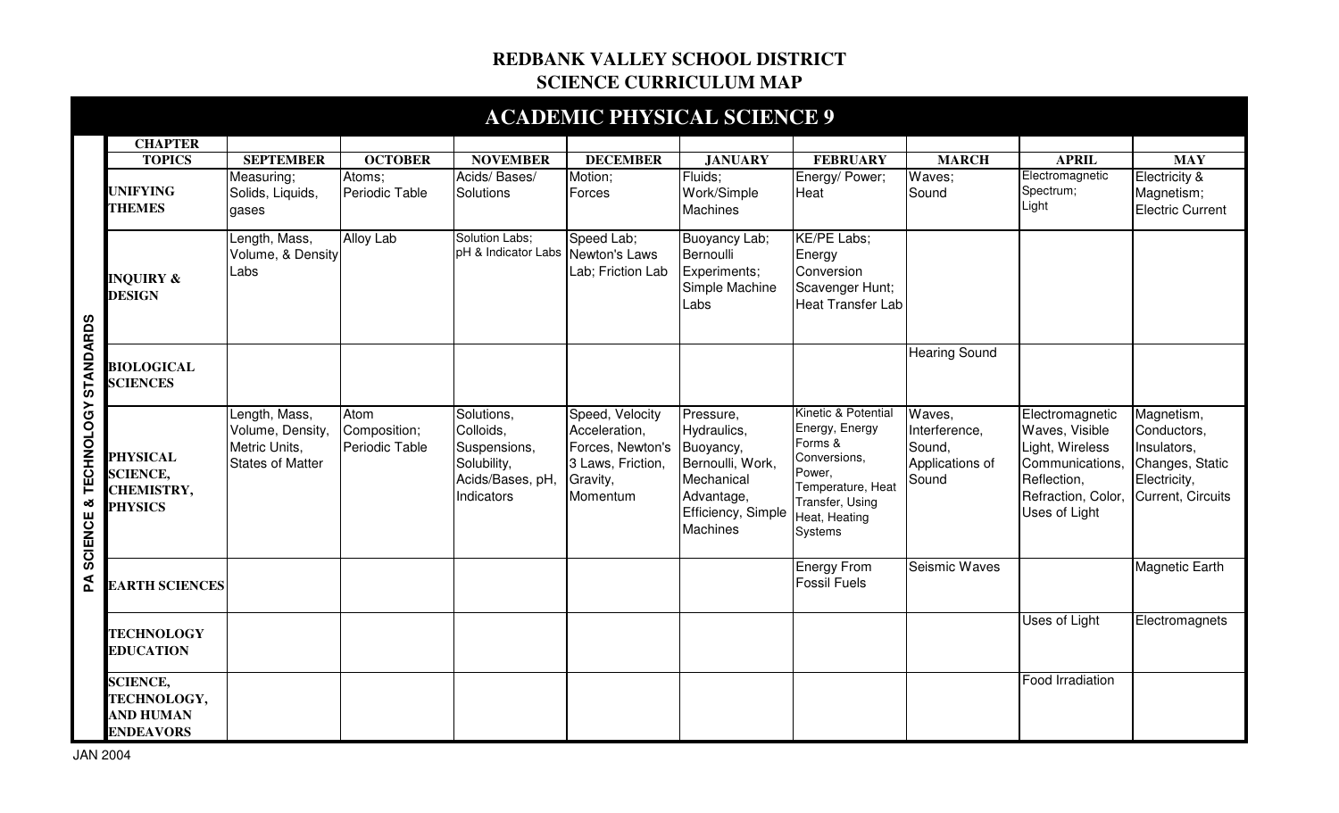# REDBANK VALLEY SCHOOL DISTRICT
## SCIENCE CURRICULUM MAP

## ACADEMIC PHYSICAL SCIENCE 9

| | CHAPTER TOPICS | SEPTEMBER | OCTOBER | NOVEMBER | DECEMBER | JANUARY | FEBRUARY | MARCH | APRIL | MAY |
|---|---|---|---|---|---|---|---|---|---|---|
| | **UNIFYING THEMES** | Measuring; Solids, Liquids, gases | Atoms; Periodic Table | Acids/ Bases/ Solutions | Motion; Forces | Fluids; Work/Simple Machines | Energy/ Power; Heat | Waves; Sound | Electromagnetic Spectrum; Light | Electricity & Magnetism; Electric Current |
| PA SCIENCE & TECHNOLOGY STANDARDS | **INQUIRY & DESIGN** | Length, Mass, Volume, & Density Labs | Alloy Lab | Solution Labs; pH & Indicator Labs | Speed Lab; Newton's Laws Lab; Friction Lab | Buoyancy Lab; Bernoulli Experiments; Simple Machine Labs | KE/PE Labs; Energy Conversion Scavenger Hunt; Heat Transfer Lab | | | |
| | **BIOLOGICAL SCIENCES** | | | | | | | Hearing Sound | | |
| | **PHYSICAL SCIENCE, CHEMISTRY, PHYSICS** | Length, Mass, Volume, Density, Metric Units, States of Matter | Atom Composition; Periodic Table | Solutions, Colloids, Suspensions, Solubility, Acids/Bases, pH, Indicators | Speed, Velocity Acceleration, Forces, Newton's 3 Laws, Friction, Gravity, Momentum | Pressure, Hydraulics, Buoyancy, Bernoulli, Work, Mechanical Advantage, Efficiency, Simple Machines | Kinetic & Potential Energy, Energy Forms & Conversions, Power, Temperature, Heat Transfer, Using Heat, Heating Systems | Waves, Interference, Sound, Applications of Sound | Electromagnetic Waves, Visible Light, Wireless Communications, Reflection, Refraction, Color, Uses of Light | Magnetism, Conductors, Insulators, Changes, Static Electricity, Current, Circuits |
| | **EARTH SCIENCES** | | | | | | Energy From Fossil Fuels | Seismic Waves | | Magnetic Earth |
| | **TECHNOLOGY EDUCATION** | | | | | | | | Uses of Light | Electromagnets |
| | **SCIENCE, TECHNOLOGY, AND HUMAN ENDEAVORS** | | | | | | | | Food Irradiation | |

JAN 2004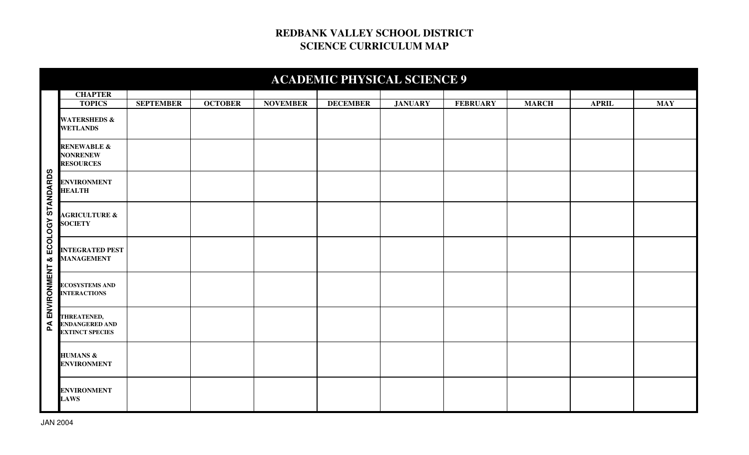**REDBANK VALLEY SCHOOL DISTRICT**
**SCIENCE CURRICULUM MAP**

## ACADEMIC PHYSICAL SCIENCE 9

**PA ENVIRONMENT & ECOLOGY STANDARDS**

| CHAPTER TOPICS | SEPTEMBER | OCTOBER | NOVEMBER | DECEMBER | JANUARY | FEBRUARY | MARCH | APRIL | MAY |
|---|---|---|---|---|---|---|---|---|---|
| WATERSHEDS & WETLANDS | | | | | | | | | |
| RENEWABLE & NONRENEW RESOURCES | | | | | | | | | |
| ENVIRONMENT HEALTH | | | | | | | | | |
| AGRICULTURE & SOCIETY | | | | | | | | | |
| INTEGRATED PEST MANAGEMENT | | | | | | | | | |
| ECOSYSTEMS AND INTERACTIONS | | | | | | | | | |
| THREATENED, ENDANGERED AND EXTINCT SPECIES | | | | | | | | | |
| HUMANS & ENVIRONMENT | | | | | | | | | |
| ENVIRONMENT LAWS | | | | | | | | | |

JAN 2004